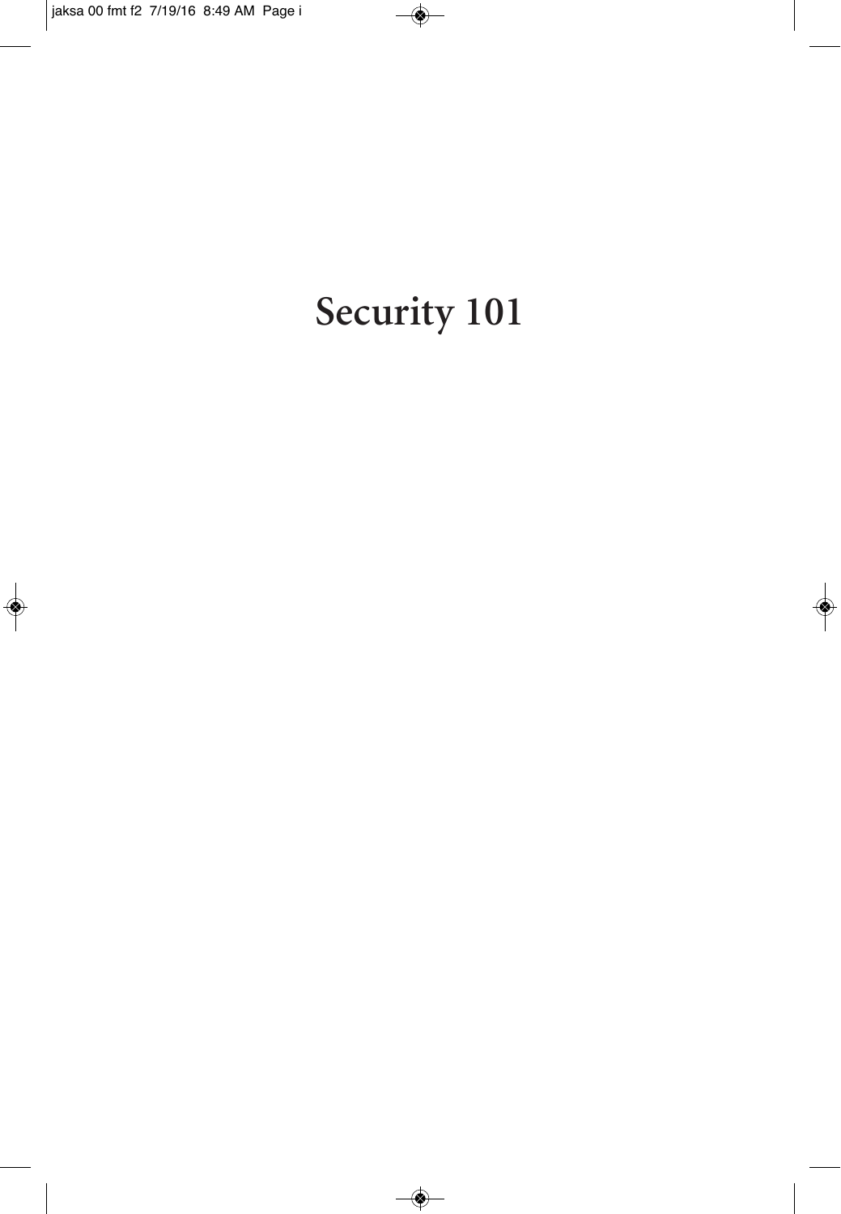# Security 101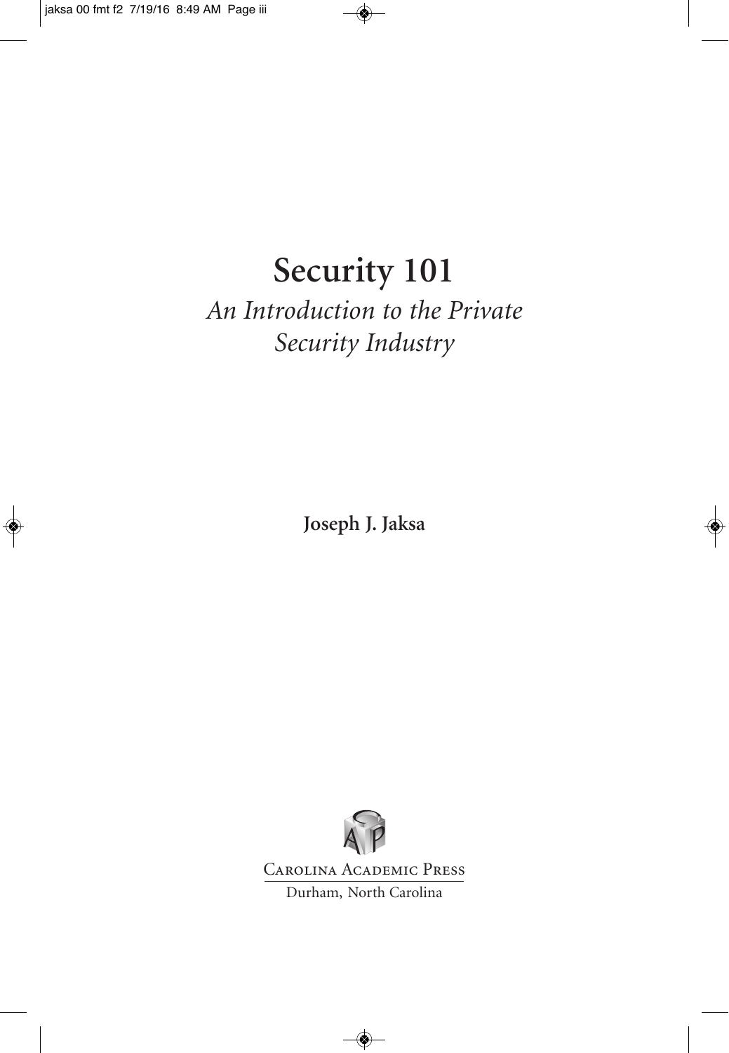# Security 101

*An Introduction to the Private Security Industry*

**Joseph J. Jaksa**

Carolina Academic Press

Durham, North Carolina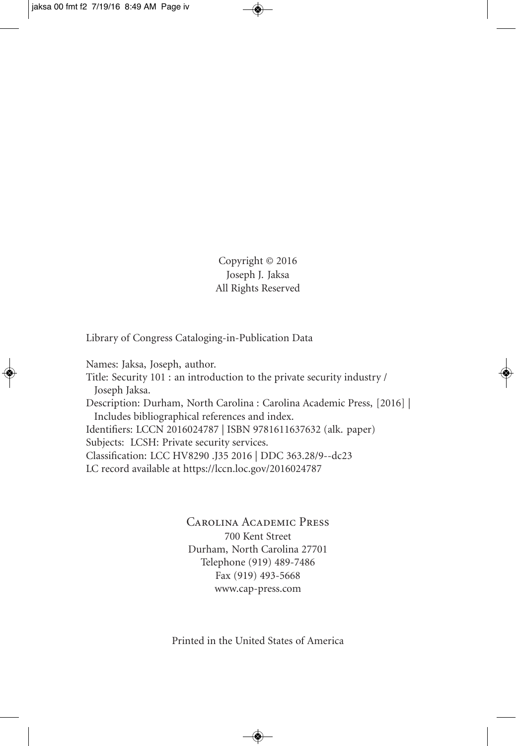Copyright © 2016
Joseph J. Jaksa
All Rights Reserved

Library of Congress Cataloging-in-Publication Data

Names: Jaksa, Joseph, author.
Title: Security 101 : an introduction to the private security industry / Joseph Jaksa.
Description: Durham, North Carolina : Carolina Academic Press, [2016] | Includes bibliographical references and index.
Identifiers: LCCN 2016024787 | ISBN 9781611637632 (alk. paper)
Subjects: LCSH: Private security services.
Classification: LCC HV8290 .J35 2016 | DDC 363.28/9--dc23
LC record available at https://lccn.loc.gov/2016024787

Carolina Academic Press
700 Kent Street
Durham, North Carolina 27701
Telephone (919) 489-7486
Fax (919) 493-5668
www.cap-press.com

Printed in the United States of America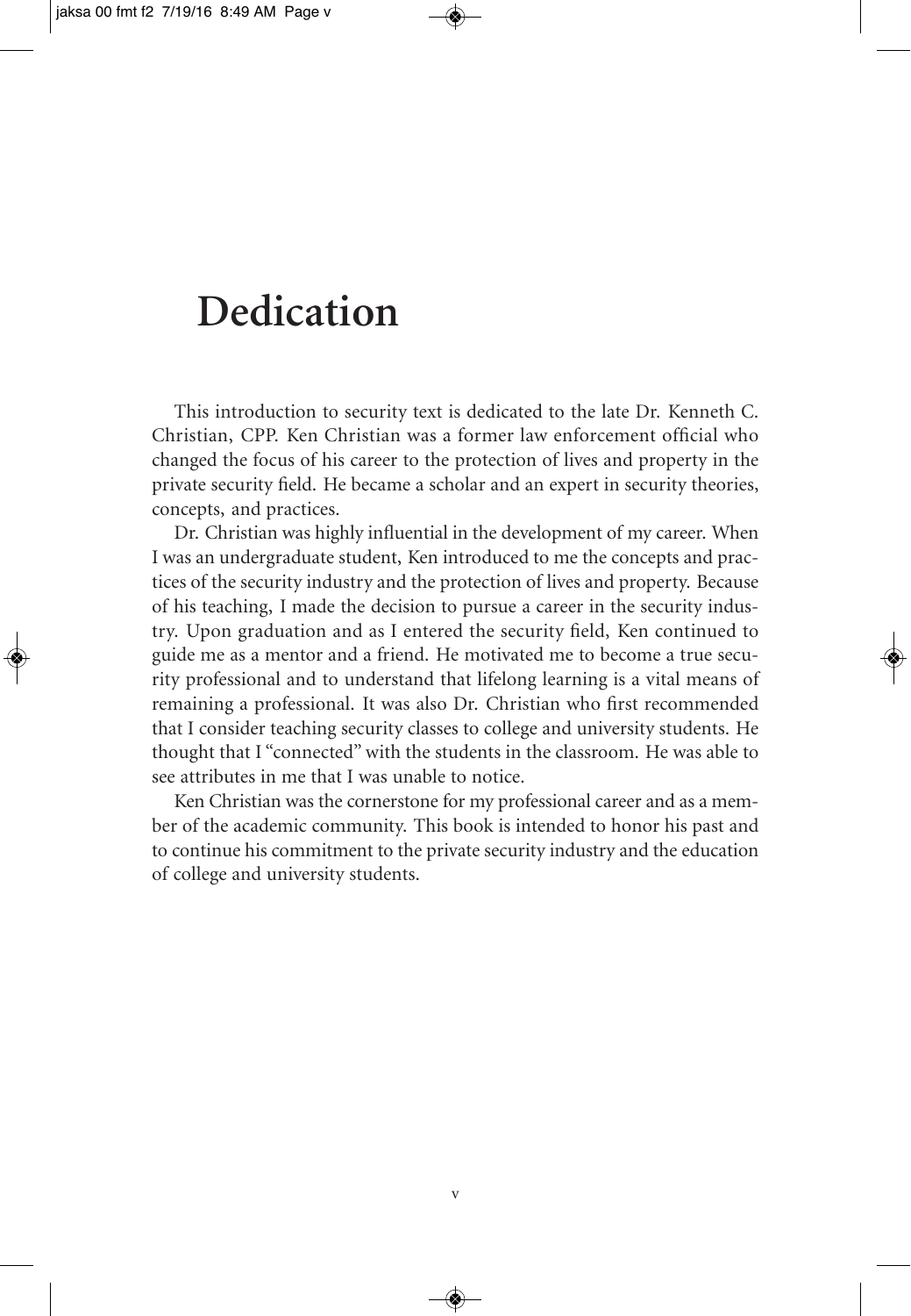# Dedication

This introduction to security text is dedicated to the late Dr. Kenneth C. Christian, CPP. Ken Christian was a former law enforcement official who changed the focus of his career to the protection of lives and property in the private security field. He became a scholar and an expert in security theories, concepts, and practices.

Dr. Christian was highly influential in the development of my career. When I was an undergraduate student, Ken introduced to me the concepts and practices of the security industry and the protection of lives and property. Because of his teaching, I made the decision to pursue a career in the security industry. Upon graduation and as I entered the security field, Ken continued to guide me as a mentor and a friend. He motivated me to become a true security professional and to understand that lifelong learning is a vital means of remaining a professional. It was also Dr. Christian who first recommended that I consider teaching security classes to college and university students. He thought that I "connected" with the students in the classroom. He was able to see attributes in me that I was unable to notice.

Ken Christian was the cornerstone for my professional career and as a member of the academic community. This book is intended to honor his past and to continue his commitment to the private security industry and the education of college and university students.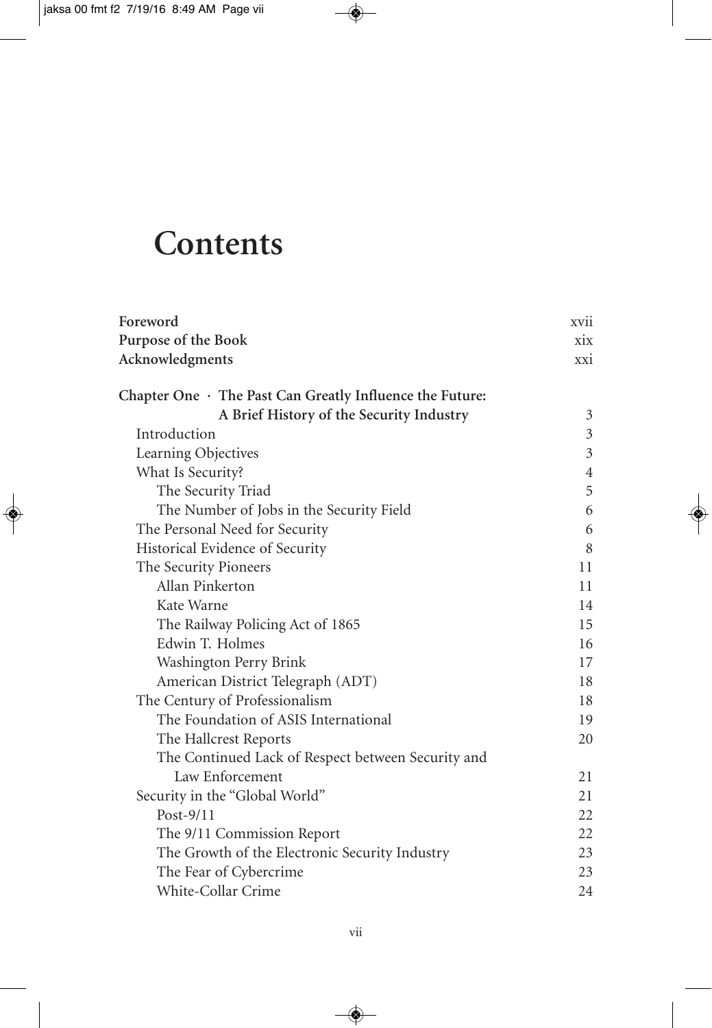# Contents

| | |
|---|---|
| **Foreword** | xvii |
| **Purpose of the Book** | xix |
| **Acknowledgments** | xxi |
| **Chapter One · The Past Can Greatly Influence the Future: A Brief History of the Security Industry** | 3 |
| Introduction | 3 |
| Learning Objectives | 3 |
| What Is Security? | 4 |
| The Security Triad | 5 |
| The Number of Jobs in the Security Field | 6 |
| The Personal Need for Security | 6 |
| Historical Evidence of Security | 8 |
| The Security Pioneers | 11 |
| Allan Pinkerton | 11 |
| Kate Warne | 14 |
| The Railway Policing Act of 1865 | 15 |
| Edwin T. Holmes | 16 |
| Washington Perry Brink | 17 |
| American District Telegraph (ADT) | 18 |
| The Century of Professionalism | 18 |
| The Foundation of ASIS International | 19 |
| The Hallcrest Reports | 20 |
| The Continued Lack of Respect between Security and Law Enforcement | 21 |
| Security in the "Global World" | 21 |
| Post-9/11 | 22 |
| The 9/11 Commission Report | 22 |
| The Growth of the Electronic Security Industry | 23 |
| The Fear of Cybercrime | 23 |
| White-Collar Crime | 24 |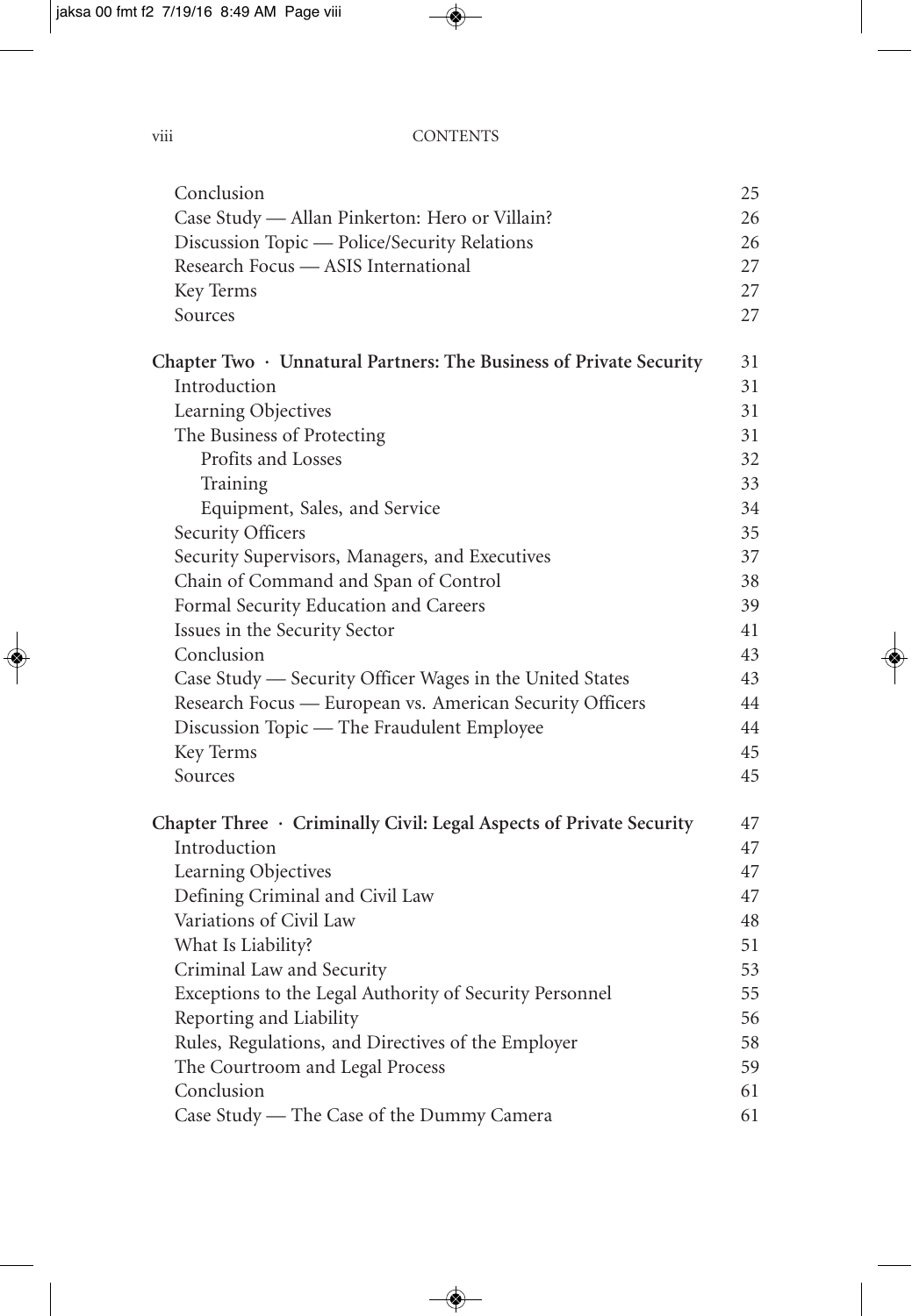| | |
|---|---|
| Conclusion | 25 |
| Case Study — Allan Pinkerton: Hero or Villain? | 26 |
| Discussion Topic — Police/Security Relations | 26 |
| Research Focus — ASIS International | 27 |
| Key Terms | 27 |
| Sources | 27 |
| **Chapter Two · Unnatural Partners: The Business of Private Security** | **31** |
| Introduction | 31 |
| Learning Objectives | 31 |
| The Business of Protecting | 31 |
| &nbsp;&nbsp;&nbsp;&nbsp;Profits and Losses | 32 |
| &nbsp;&nbsp;&nbsp;&nbsp;Training | 33 |
| &nbsp;&nbsp;&nbsp;&nbsp;Equipment, Sales, and Service | 34 |
| Security Officers | 35 |
| Security Supervisors, Managers, and Executives | 37 |
| Chain of Command and Span of Control | 38 |
| Formal Security Education and Careers | 39 |
| Issues in the Security Sector | 41 |
| Conclusion | 43 |
| Case Study — Security Officer Wages in the United States | 43 |
| Research Focus — European vs. American Security Officers | 44 |
| Discussion Topic — The Fraudulent Employee | 44 |
| Key Terms | 45 |
| Sources | 45 |
| **Chapter Three · Criminally Civil: Legal Aspects of Private Security** | **47** |
| Introduction | 47 |
| Learning Objectives | 47 |
| Defining Criminal and Civil Law | 47 |
| Variations of Civil Law | 48 |
| What Is Liability? | 51 |
| Criminal Law and Security | 53 |
| Exceptions to the Legal Authority of Security Personnel | 55 |
| Reporting and Liability | 56 |
| Rules, Regulations, and Directives of the Employer | 58 |
| The Courtroom and Legal Process | 59 |
| Conclusion | 61 |
| Case Study — The Case of the Dummy Camera | 61 |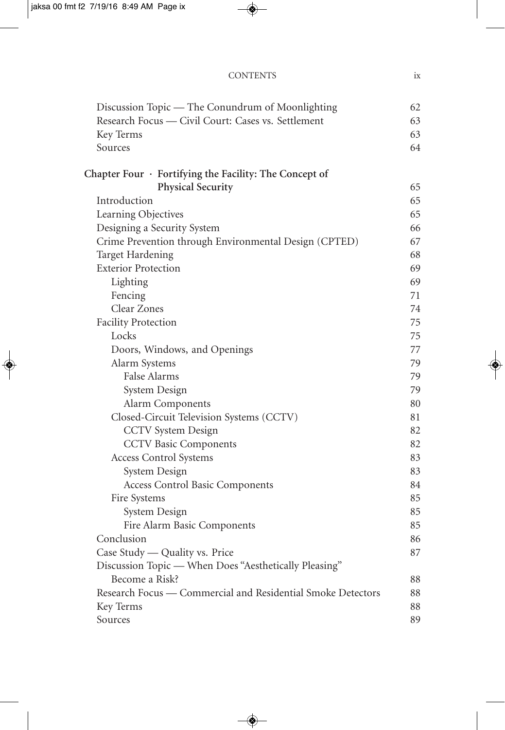Discussion Topic — The Conundrum of Moonlighting 62
Research Focus — Civil Court: Cases vs. Settlement 63
Key Terms 63
Sources 64

**Chapter Four · Fortifying the Facility: The Concept of Physical Security** 65

- Introduction 65
- Learning Objectives 65
- Designing a Security System 66
- Crime Prevention through Environmental Design (CPTED) 67
- Target Hardening 68
- Exterior Protection 69
  - Lighting 69
  - Fencing 71
  - Clear Zones 74
- Facility Protection 75
  - Locks 75
  - Doors, Windows, and Openings 77
  - Alarm Systems 79
    - False Alarms 79
    - System Design 79
    - Alarm Components 80
  - Closed-Circuit Television Systems (CCTV) 81
    - CCTV System Design 82
    - CCTV Basic Components 82
  - Access Control Systems 83
    - System Design 83
    - Access Control Basic Components 84
  - Fire Systems 85
    - System Design 85
    - Fire Alarm Basic Components 85
- Conclusion 86
- Case Study — Quality vs. Price 87
- Discussion Topic — When Does "Aesthetically Pleasing" Become a Risk? 88
- Research Focus — Commercial and Residential Smoke Detectors 88
- Key Terms 88
- Sources 89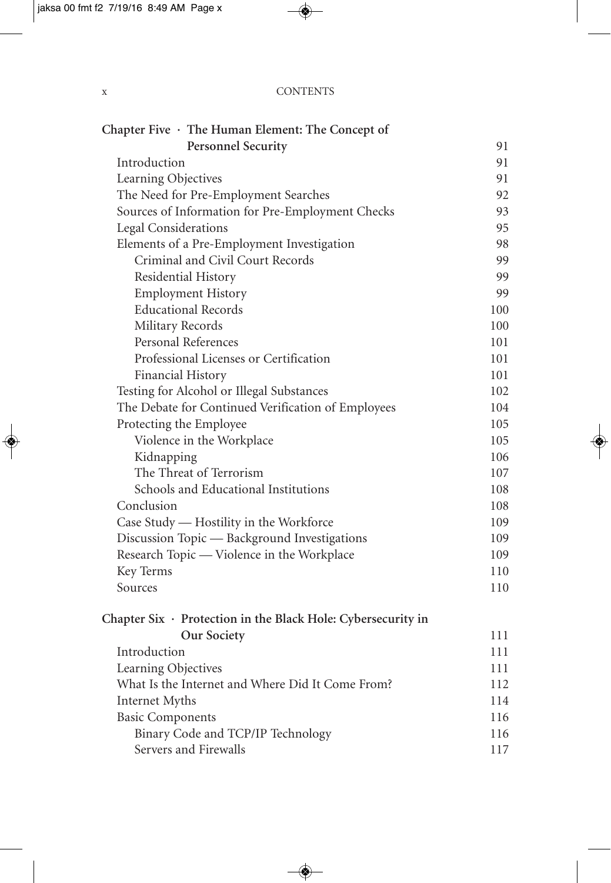| | |
|---|---|
| **Chapter Five · The Human Element: The Concept of Personnel Security** | 91 |
| Introduction | 91 |
| Learning Objectives | 91 |
| The Need for Pre-Employment Searches | 92 |
| Sources of Information for Pre-Employment Checks | 93 |
| Legal Considerations | 95 |
| Elements of a Pre-Employment Investigation | 98 |
| Criminal and Civil Court Records | 99 |
| Residential History | 99 |
| Employment History | 99 |
| Educational Records | 100 |
| Military Records | 100 |
| Personal References | 101 |
| Professional Licenses or Certification | 101 |
| Financial History | 101 |
| Testing for Alcohol or Illegal Substances | 102 |
| The Debate for Continued Verification of Employees | 104 |
| Protecting the Employee | 105 |
| Violence in the Workplace | 105 |
| Kidnapping | 106 |
| The Threat of Terrorism | 107 |
| Schools and Educational Institutions | 108 |
| Conclusion | 108 |
| Case Study — Hostility in the Workforce | 109 |
| Discussion Topic — Background Investigations | 109 |
| Research Topic — Violence in the Workplace | 109 |
| Key Terms | 110 |
| Sources | 110 |
| **Chapter Six · Protection in the Black Hole: Cybersecurity in Our Society** | 111 |
| Introduction | 111 |
| Learning Objectives | 111 |
| What Is the Internet and Where Did It Come From? | 112 |
| Internet Myths | 114 |
| Basic Components | 116 |
| Binary Code and TCP/IP Technology | 116 |
| Servers and Firewalls | 117 |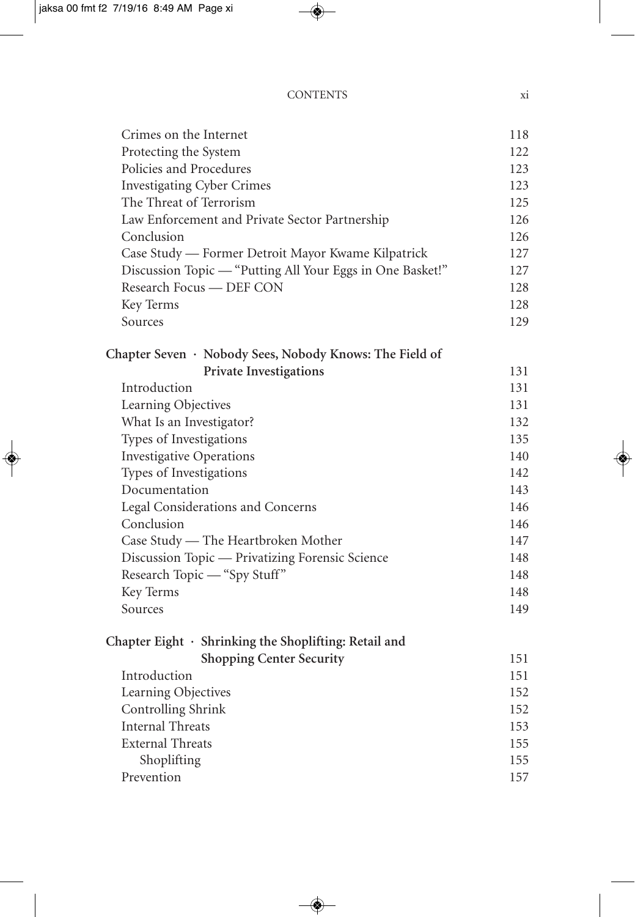Crimes on the Internet 118
Protecting the System 122
Policies and Procedures 123
Investigating Cyber Crimes 123
The Threat of Terrorism 125
Law Enforcement and Private Sector Partnership 126
Conclusion 126
Case Study — Former Detroit Mayor Kwame Kilpatrick 127
Discussion Topic — "Putting All Your Eggs in One Basket!" 127
Research Focus — DEF CON 128
Key Terms 128
Sources 129

**Chapter Seven · Nobody Sees, Nobody Knows: The Field of Private Investigations** 131
Introduction 131
Learning Objectives 131
What Is an Investigator? 132
Types of Investigations 135
Investigative Operations 140
Types of Investigations 142
Documentation 143
Legal Considerations and Concerns 146
Conclusion 146
Case Study — The Heartbroken Mother 147
Discussion Topic — Privatizing Forensic Science 148
Research Topic — "Spy Stuff" 148
Key Terms 148
Sources 149

**Chapter Eight · Shrinking the Shoplifting: Retail and Shopping Center Security** 151
Introduction 151
Learning Objectives 152
Controlling Shrink 152
Internal Threats 153
External Threats 155
Shoplifting 155
Prevention 157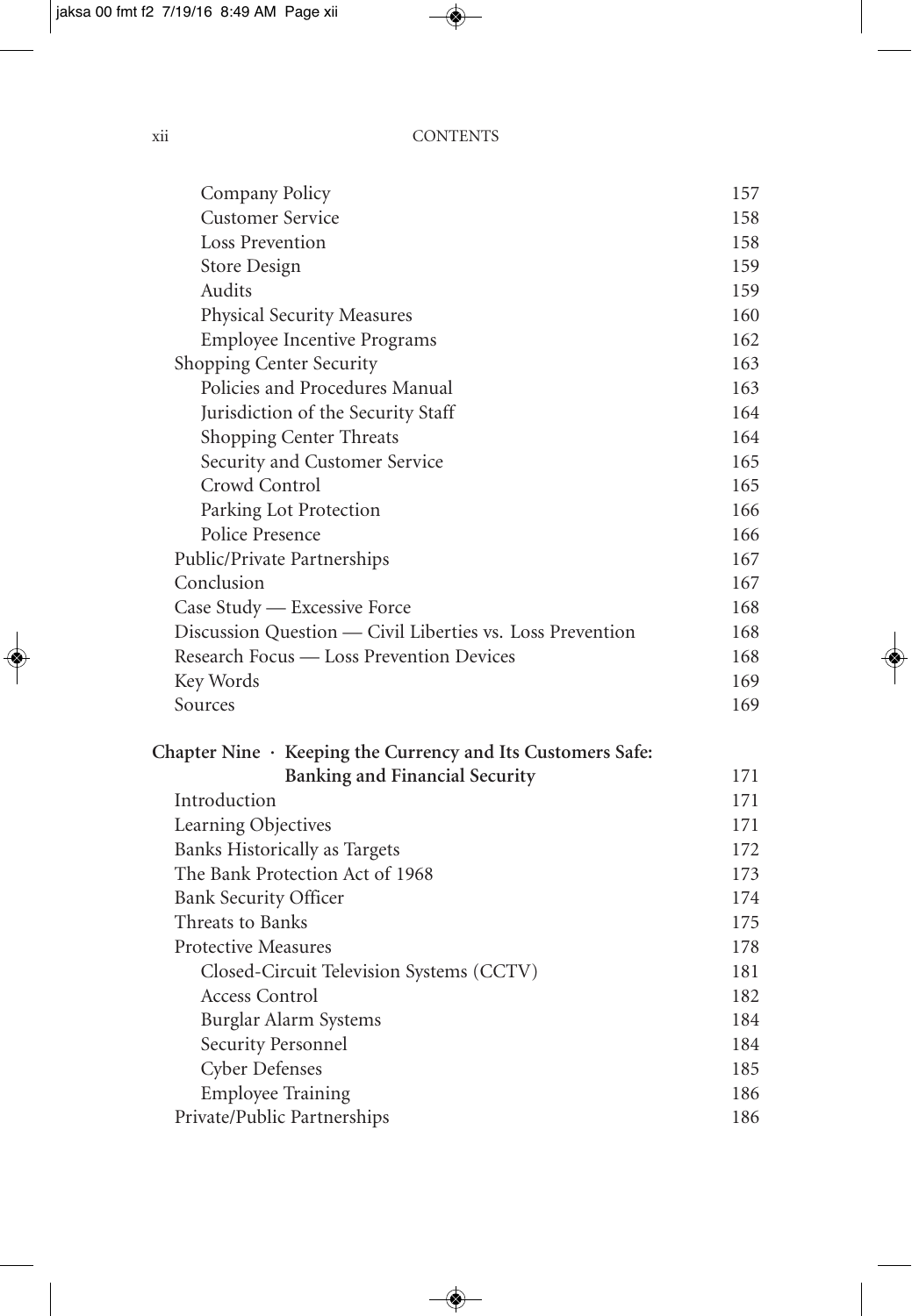| | |
|---|---|
| Company Policy | 157 |
| Customer Service | 158 |
| Loss Prevention | 158 |
| Store Design | 159 |
| Audits | 159 |
| Physical Security Measures | 160 |
| Employee Incentive Programs | 162 |
| Shopping Center Security | 163 |
| Policies and Procedures Manual | 163 |
| Jurisdiction of the Security Staff | 164 |
| Shopping Center Threats | 164 |
| Security and Customer Service | 165 |
| Crowd Control | 165 |
| Parking Lot Protection | 166 |
| Police Presence | 166 |
| Public/Private Partnerships | 167 |
| Conclusion | 167 |
| Case Study — Excessive Force | 168 |
| Discussion Question — Civil Liberties vs. Loss Prevention | 168 |
| Research Focus — Loss Prevention Devices | 168 |
| Key Words | 169 |
| Sources | 169 |
| **Chapter Nine · Keeping the Currency and Its Customers Safe: Banking and Financial Security** | 171 |
| Introduction | 171 |
| Learning Objectives | 171 |
| Banks Historically as Targets | 172 |
| The Bank Protection Act of 1968 | 173 |
| Bank Security Officer | 174 |
| Threats to Banks | 175 |
| Protective Measures | 178 |
| Closed-Circuit Television Systems (CCTV) | 181 |
| Access Control | 182 |
| Burglar Alarm Systems | 184 |
| Security Personnel | 184 |
| Cyber Defenses | 185 |
| Employee Training | 186 |
| Private/Public Partnerships | 186 |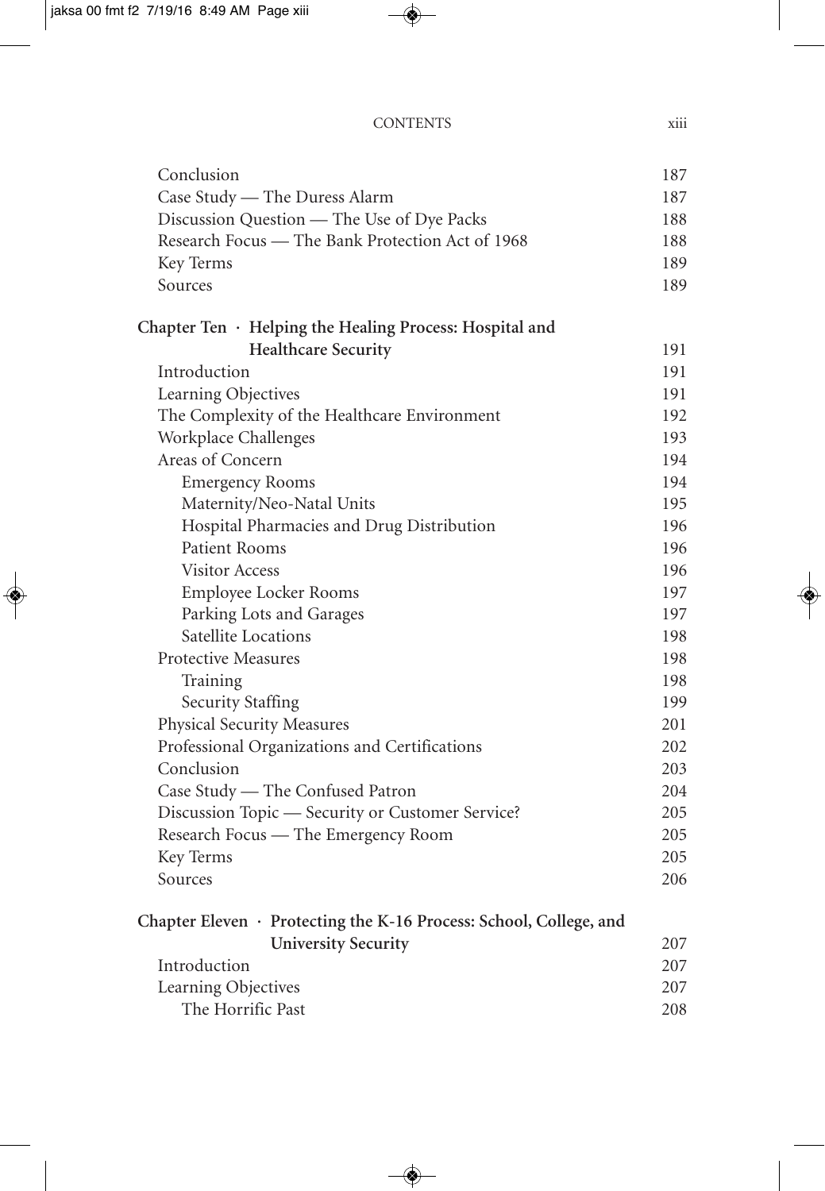Conclusion 187
Case Study — The Duress Alarm 187
Discussion Question — The Use of Dye Packs 188
Research Focus — The Bank Protection Act of 1968 188
Key Terms 189
Sources 189

**Chapter Ten · Helping the Healing Process: Hospital and Healthcare Security** 191

Introduction 191
Learning Objectives 191
The Complexity of the Healthcare Environment 192
Workplace Challenges 193
Areas of Concern 194
- Emergency Rooms 194
- Maternity/Neo-Natal Units 195
- Hospital Pharmacies and Drug Distribution 196
- Patient Rooms 196
- Visitor Access 196
- Employee Locker Rooms 197
- Parking Lots and Garages 197
- Satellite Locations 198

Protective Measures 198
- Training 198
- Security Staffing 199

Physical Security Measures 201
Professional Organizations and Certifications 202
Conclusion 203
Case Study — The Confused Patron 204
Discussion Topic — Security or Customer Service? 205
Research Focus — The Emergency Room 205
Key Terms 205
Sources 206

**Chapter Eleven · Protecting the K-16 Process: School, College, and University Security** 207

Introduction 207
Learning Objectives 207
- The Horrific Past 208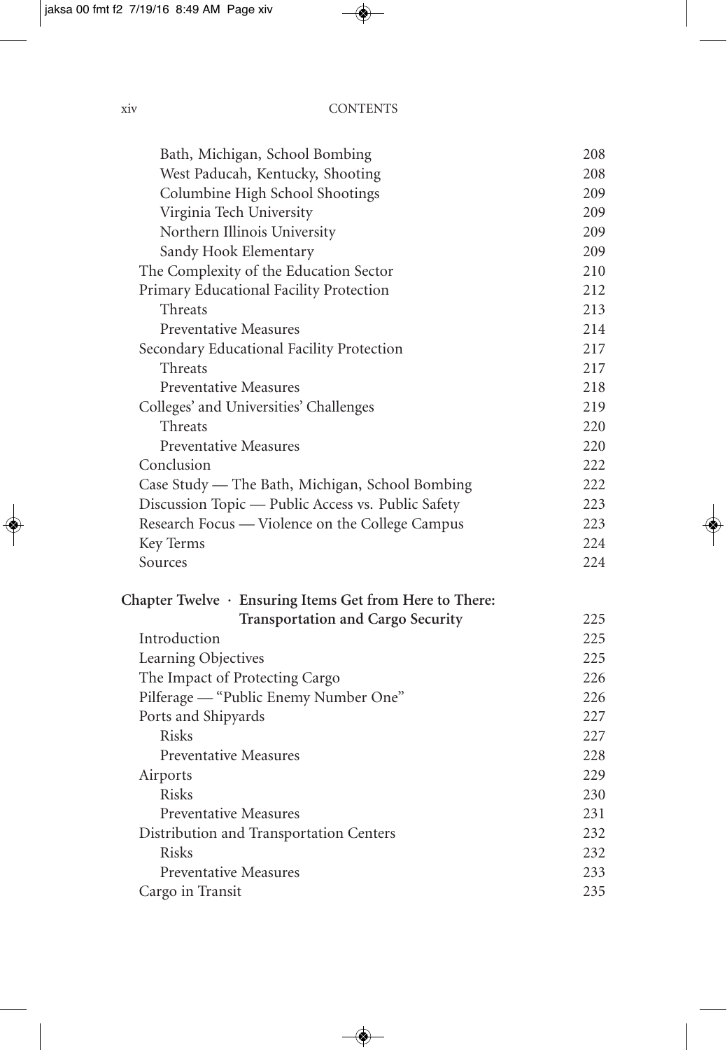Bath, Michigan, School Bombing 208
West Paducah, Kentucky, Shooting 208
Columbine High School Shootings 209
Virginia Tech University 209
Northern Illinois University 209
Sandy Hook Elementary 209
The Complexity of the Education Sector 210
Primary Educational Facility Protection 212
Threats 213
Preventative Measures 214
Secondary Educational Facility Protection 217
Threats 217
Preventative Measures 218
Colleges' and Universities' Challenges 219
Threats 220
Preventative Measures 220
Conclusion 222
Case Study — The Bath, Michigan, School Bombing 222
Discussion Topic — Public Access vs. Public Safety 223
Research Focus — Violence on the College Campus 223
Key Terms 224
Sources 224

**Chapter Twelve · Ensuring Items Get from Here to There: Transportation and Cargo Security** 225
Introduction 225
Learning Objectives 225
The Impact of Protecting Cargo 226
Pilferage — "Public Enemy Number One" 226
Ports and Shipyards 227
Risks 227
Preventative Measures 228
Airports 229
Risks 230
Preventative Measures 231
Distribution and Transportation Centers 232
Risks 232
Preventative Measures 233
Cargo in Transit 235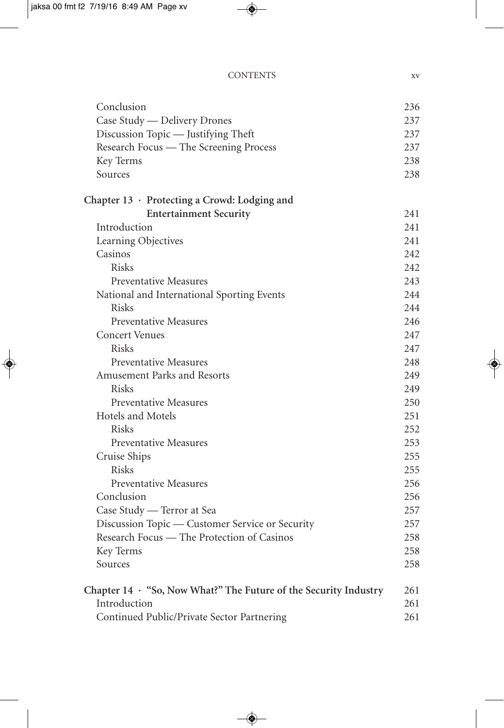Conclusion 236
Case Study — Delivery Drones 237
Discussion Topic — Justifying Theft 237
Research Focus — The Screening Process 237
Key Terms 238
Sources 238

**Chapter 13 · Protecting a Crowd: Lodging and Entertainment Security** 241

- Introduction 241
- Learning Objectives 241
- Casinos 242
  - Risks 242
  - Preventative Measures 243
- National and International Sporting Events 244
  - Risks 244
  - Preventative Measures 246
- Concert Venues 247
  - Risks 247
  - Preventative Measures 248
- Amusement Parks and Resorts 249
  - Risks 249
  - Preventative Measures 250
- Hotels and Motels 251
  - Risks 252
  - Preventative Measures 253
- Cruise Ships 255
  - Risks 255
  - Preventative Measures 256
- Conclusion 256
- Case Study — Terror at Sea 257
- Discussion Topic — Customer Service or Security 257
- Research Focus — The Protection of Casinos 258
- Key Terms 258
- Sources 258

**Chapter 14 · "So, Now What?" The Future of the Security Industry** 261

- Introduction 261
- Continued Public/Private Sector Partnering 261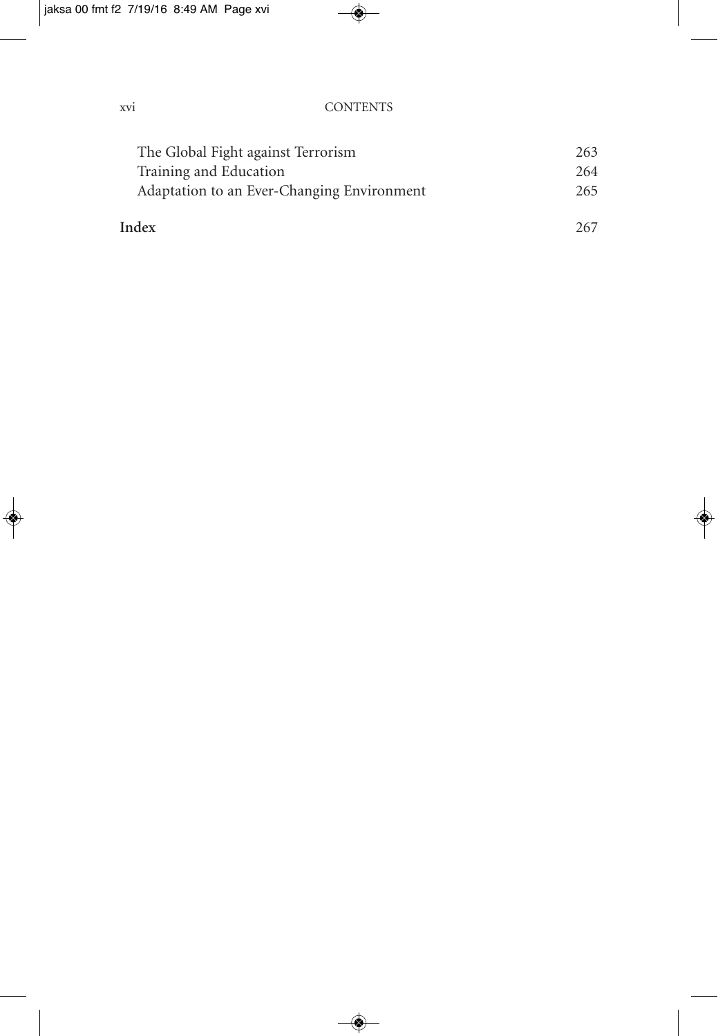The Global Fight against Terrorism 263
Training and Education 264
Adaptation to an Ever-Changing Environment 265

**Index** 267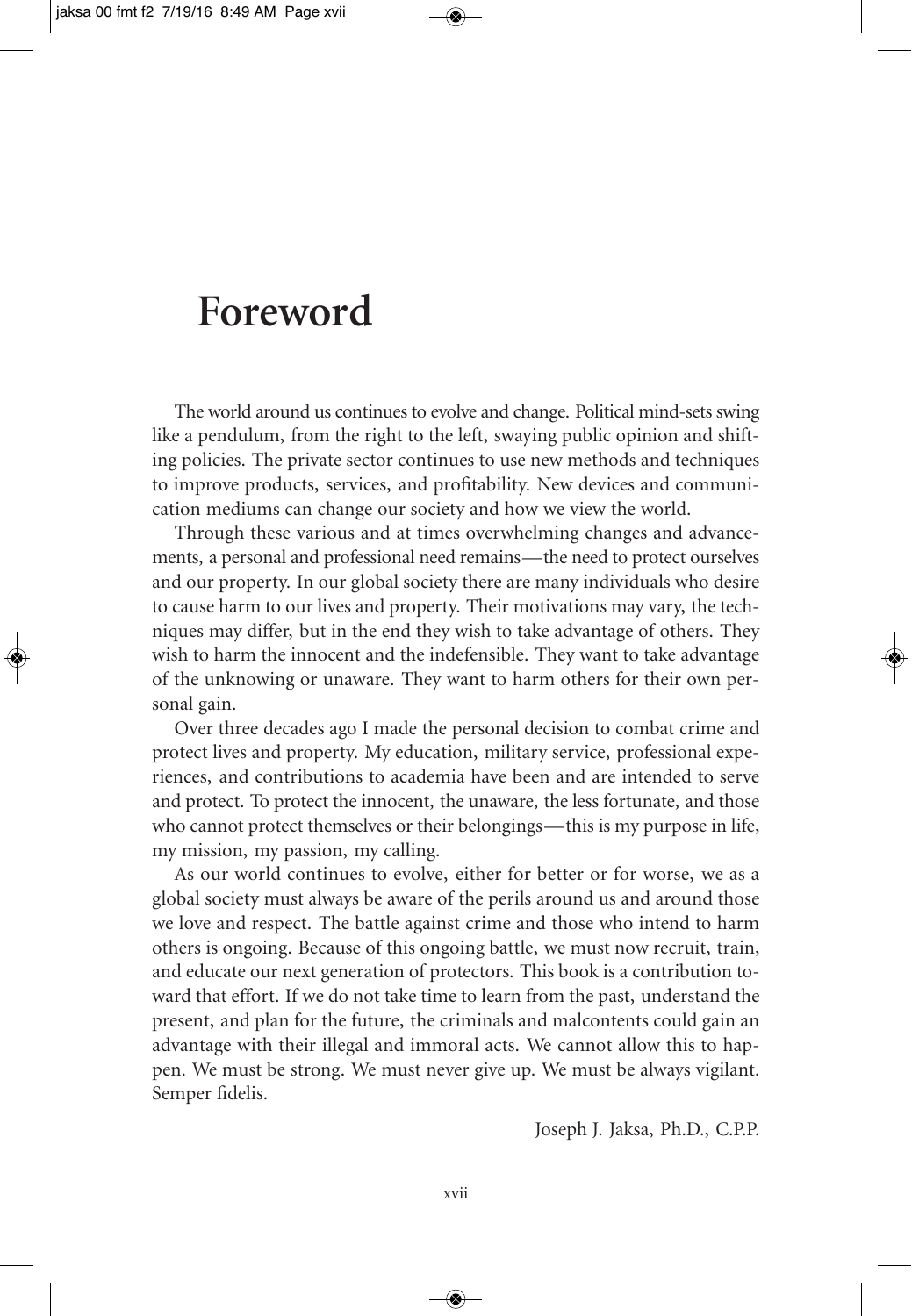# Foreword

The world around us continues to evolve and change. Political mind-sets swing like a pendulum, from the right to the left, swaying public opinion and shifting policies. The private sector continues to use new methods and techniques to improve products, services, and profitability. New devices and communication mediums can change our society and how we view the world.

Through these various and at times overwhelming changes and advancements, a personal and professional need remains—the need to protect ourselves and our property. In our global society there are many individuals who desire to cause harm to our lives and property. Their motivations may vary, the techniques may differ, but in the end they wish to take advantage of others. They wish to harm the innocent and the indefensible. They want to take advantage of the unknowing or unaware. They want to harm others for their own personal gain.

Over three decades ago I made the personal decision to combat crime and protect lives and property. My education, military service, professional experiences, and contributions to academia have been and are intended to serve and protect. To protect the innocent, the unaware, the less fortunate, and those who cannot protect themselves or their belongings—this is my purpose in life, my mission, my passion, my calling.

As our world continues to evolve, either for better or for worse, we as a global society must always be aware of the perils around us and around those we love and respect. The battle against crime and those who intend to harm others is ongoing. Because of this ongoing battle, we must now recruit, train, and educate our next generation of protectors. This book is a contribution toward that effort. If we do not take time to learn from the past, understand the present, and plan for the future, the criminals and malcontents could gain an advantage with their illegal and immoral acts. We cannot allow this to happen. We must be strong. We must never give up. We must be always vigilant. Semper fidelis.

Joseph J. Jaksa, Ph.D., C.P.P.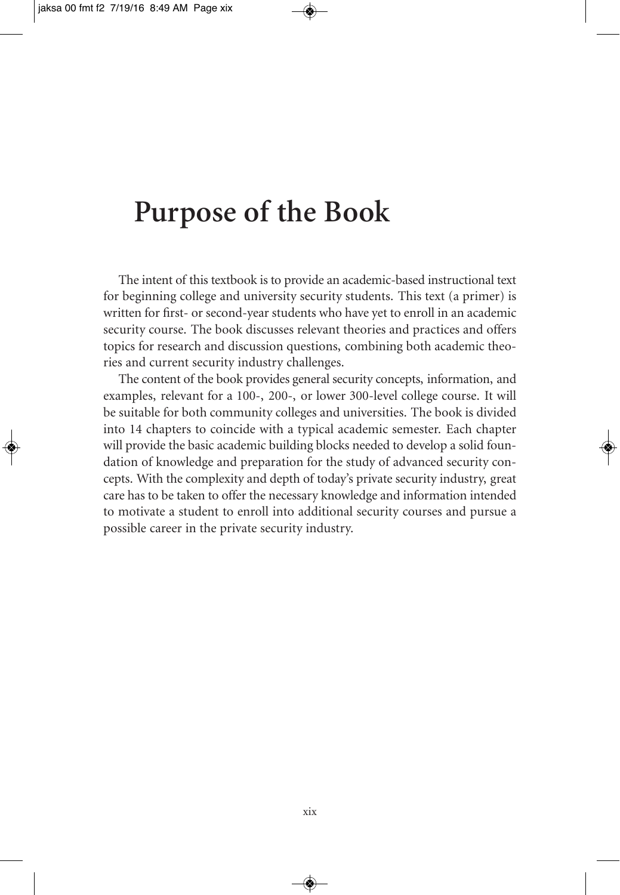# Purpose of the Book

The intent of this textbook is to provide an academic-based instructional text for beginning college and university security students. This text (a primer) is written for first- or second-year students who have yet to enroll in an academic security course. The book discusses relevant theories and practices and offers topics for research and discussion questions, combining both academic theories and current security industry challenges.

The content of the book provides general security concepts, information, and examples, relevant for a 100-, 200-, or lower 300-level college course. It will be suitable for both community colleges and universities. The book is divided into 14 chapters to coincide with a typical academic semester. Each chapter will provide the basic academic building blocks needed to develop a solid foundation of knowledge and preparation for the study of advanced security concepts. With the complexity and depth of today's private security industry, great care has to be taken to offer the necessary knowledge and information intended to motivate a student to enroll into additional security courses and pursue a possible career in the private security industry.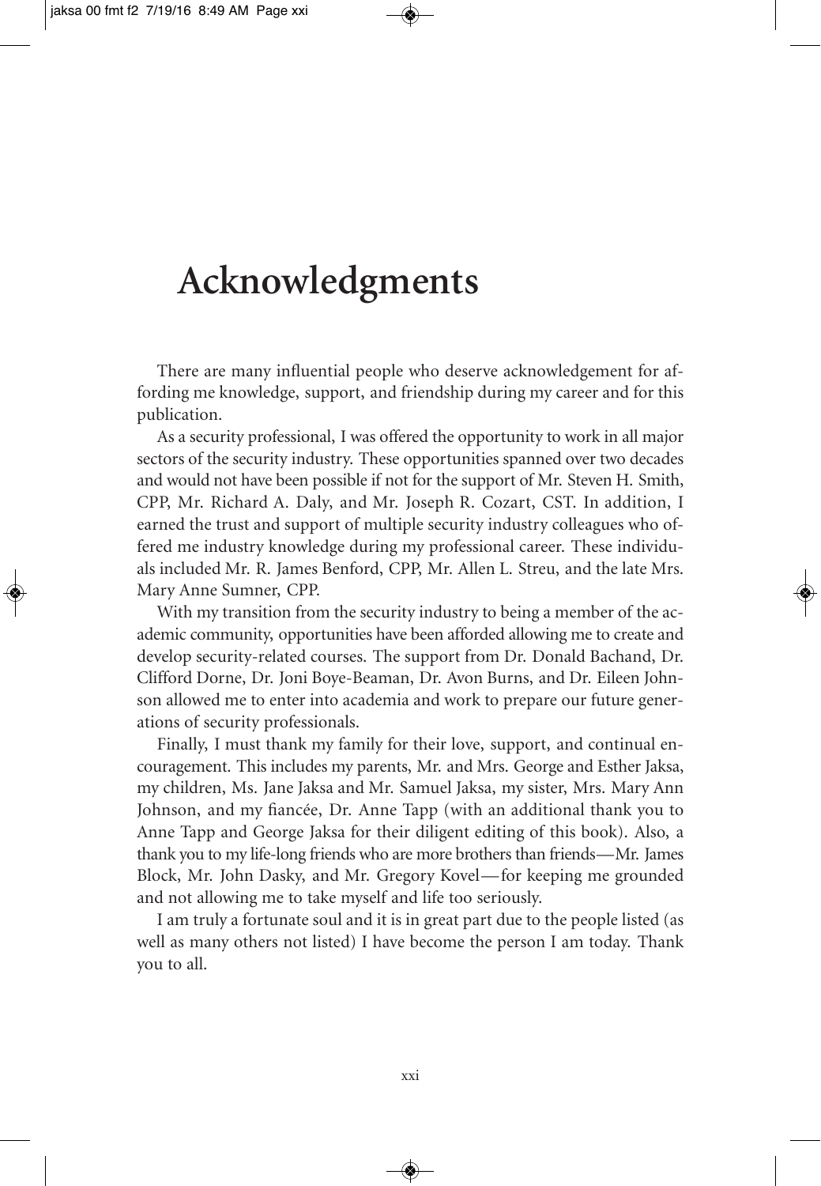# Acknowledgments

There are many influential people who deserve acknowledgement for affording me knowledge, support, and friendship during my career and for this publication.

As a security professional, I was offered the opportunity to work in all major sectors of the security industry. These opportunities spanned over two decades and would not have been possible if not for the support of Mr. Steven H. Smith, CPP, Mr. Richard A. Daly, and Mr. Joseph R. Cozart, CST. In addition, I earned the trust and support of multiple security industry colleagues who offered me industry knowledge during my professional career. These individuals included Mr. R. James Benford, CPP, Mr. Allen L. Streu, and the late Mrs. Mary Anne Sumner, CPP.

With my transition from the security industry to being a member of the academic community, opportunities have been afforded allowing me to create and develop security-related courses. The support from Dr. Donald Bachand, Dr. Clifford Dorne, Dr. Joni Boye-Beaman, Dr. Avon Burns, and Dr. Eileen Johnson allowed me to enter into academia and work to prepare our future generations of security professionals.

Finally, I must thank my family for their love, support, and continual encouragement. This includes my parents, Mr. and Mrs. George and Esther Jaksa, my children, Ms. Jane Jaksa and Mr. Samuel Jaksa, my sister, Mrs. Mary Ann Johnson, and my fiancée, Dr. Anne Tapp (with an additional thank you to Anne Tapp and George Jaksa for their diligent editing of this book). Also, a thank you to my life-long friends who are more brothers than friends—Mr. James Block, Mr. John Dasky, and Mr. Gregory Kovel—for keeping me grounded and not allowing me to take myself and life too seriously.

I am truly a fortunate soul and it is in great part due to the people listed (as well as many others not listed) I have become the person I am today. Thank you to all.